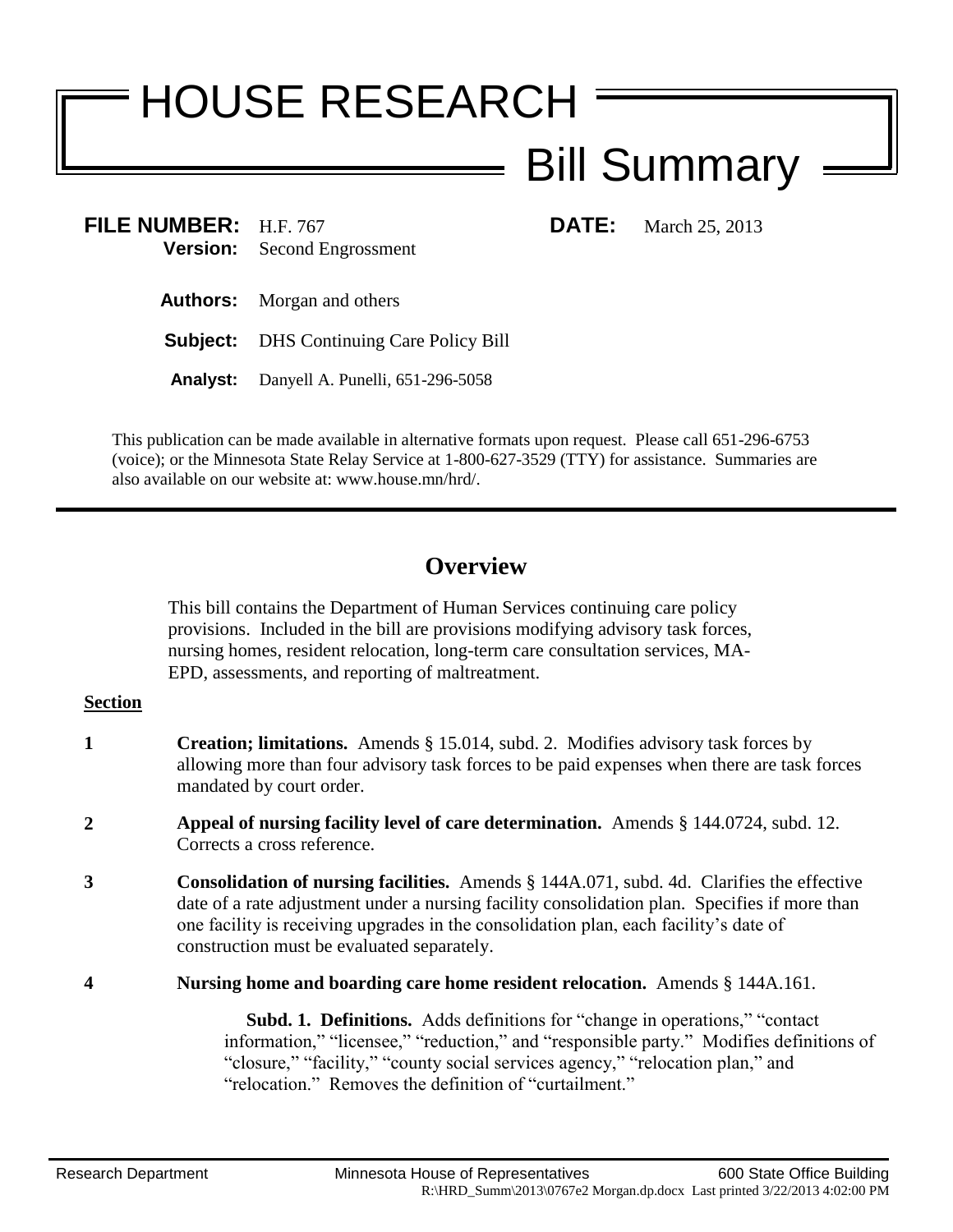# HOUSE RESEARCH

## Bill Summary

**FILE NUMBER:** H.F. 767 **DATE:** March 25, 2013
**Version:** Second Engrossment

**Authors:** Morgan and others

**Subject:** DHS Continuing Care Policy Bill

**Analyst:** Danyell A. Punelli, 651-296-5058

This publication can be made available in alternative formats upon request. Please call 651-296-6753 (voice); or the Minnesota State Relay Service at 1-800-627-3529 (TTY) for assistance. Summaries are also available on our website at: www.house.mn/hrd/.

---

## Overview

This bill contains the Department of Human Services continuing care policy provisions. Included in the bill are provisions modifying advisory task forces, nursing homes, resident relocation, long-term care consultation services, MA-EPD, assessments, and reporting of maltreatment.

**Section**

**1** **Creation; limitations.** Amends § 15.014, subd. 2. Modifies advisory task forces by allowing more than four advisory task forces to be paid expenses when there are task forces mandated by court order.

**2** **Appeal of nursing facility level of care determination.** Amends § 144.0724, subd. 12. Corrects a cross reference.

**3** **Consolidation of nursing facilities.** Amends § 144A.071, subd. 4d. Clarifies the effective date of a rate adjustment under a nursing facility consolidation plan. Specifies if more than one facility is receiving upgrades in the consolidation plan, each facility's date of construction must be evaluated separately.

**4** **Nursing home and boarding care home resident relocation.** Amends § 144A.161.

**Subd. 1. Definitions.** Adds definitions for "change in operations," "contact information," "licensee," "reduction," and "responsible party." Modifies definitions of "closure," "facility," "county social services agency," "relocation plan," and "relocation." Removes the definition of "curtailment."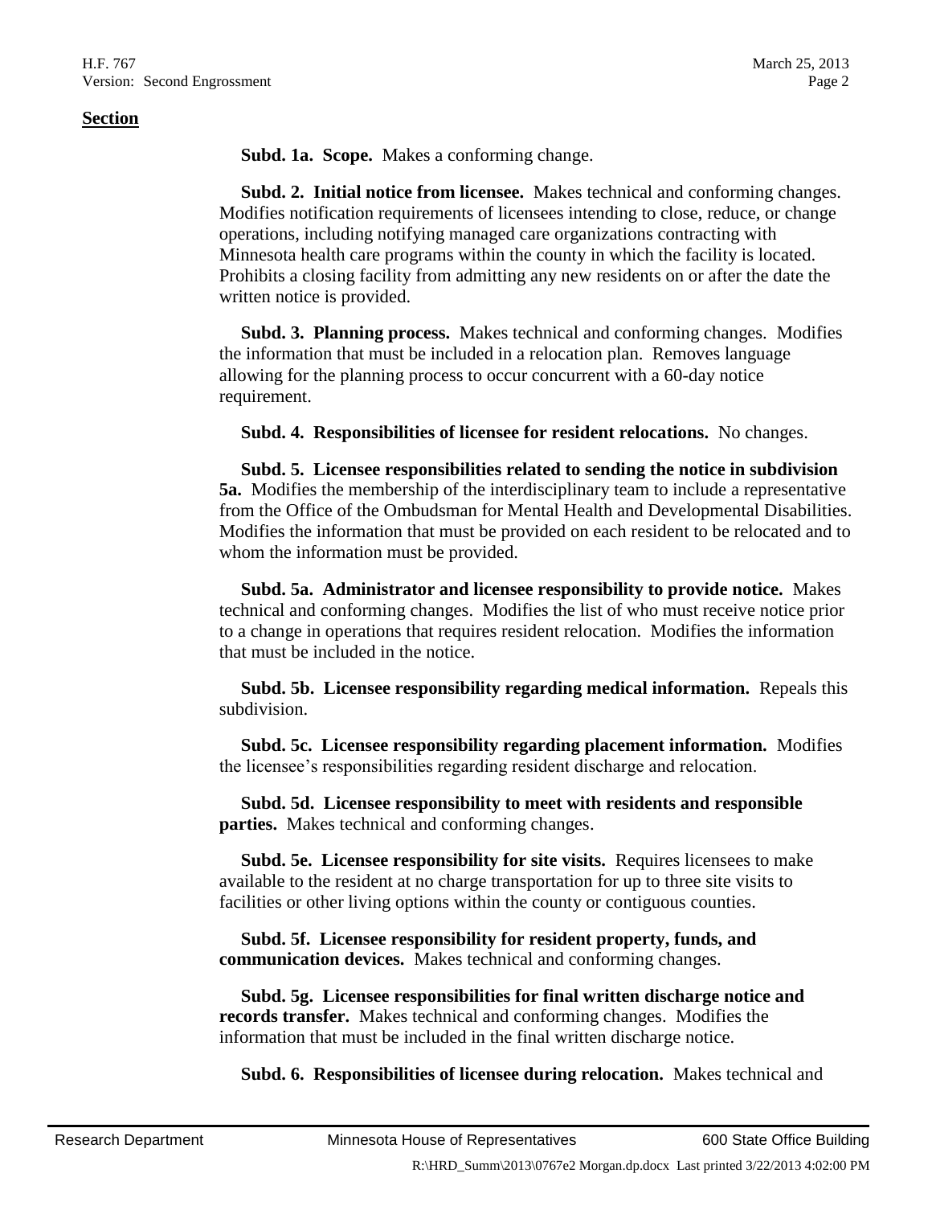**Section**

**Subd. 1a. Scope.** Makes a conforming change.

**Subd. 2. Initial notice from licensee.** Makes technical and conforming changes. Modifies notification requirements of licensees intending to close, reduce, or change operations, including notifying managed care organizations contracting with Minnesota health care programs within the county in which the facility is located. Prohibits a closing facility from admitting any new residents on or after the date the written notice is provided.

**Subd. 3. Planning process.** Makes technical and conforming changes. Modifies the information that must be included in a relocation plan. Removes language allowing for the planning process to occur concurrent with a 60-day notice requirement.

**Subd. 4. Responsibilities of licensee for resident relocations.** No changes.

**Subd. 5. Licensee responsibilities related to sending the notice in subdivision 5a.** Modifies the membership of the interdisciplinary team to include a representative from the Office of the Ombudsman for Mental Health and Developmental Disabilities. Modifies the information that must be provided on each resident to be relocated and to whom the information must be provided.

**Subd. 5a. Administrator and licensee responsibility to provide notice.** Makes technical and conforming changes. Modifies the list of who must receive notice prior to a change in operations that requires resident relocation. Modifies the information that must be included in the notice.

**Subd. 5b. Licensee responsibility regarding medical information.** Repeals this subdivision.

**Subd. 5c. Licensee responsibility regarding placement information.** Modifies the licensee's responsibilities regarding resident discharge and relocation.

**Subd. 5d. Licensee responsibility to meet with residents and responsible parties.** Makes technical and conforming changes.

**Subd. 5e. Licensee responsibility for site visits.** Requires licensees to make available to the resident at no charge transportation for up to three site visits to facilities or other living options within the county or contiguous counties.

**Subd. 5f. Licensee responsibility for resident property, funds, and communication devices.** Makes technical and conforming changes.

**Subd. 5g. Licensee responsibilities for final written discharge notice and records transfer.** Makes technical and conforming changes. Modifies the information that must be included in the final written discharge notice.

**Subd. 6. Responsibilities of licensee during relocation.** Makes technical and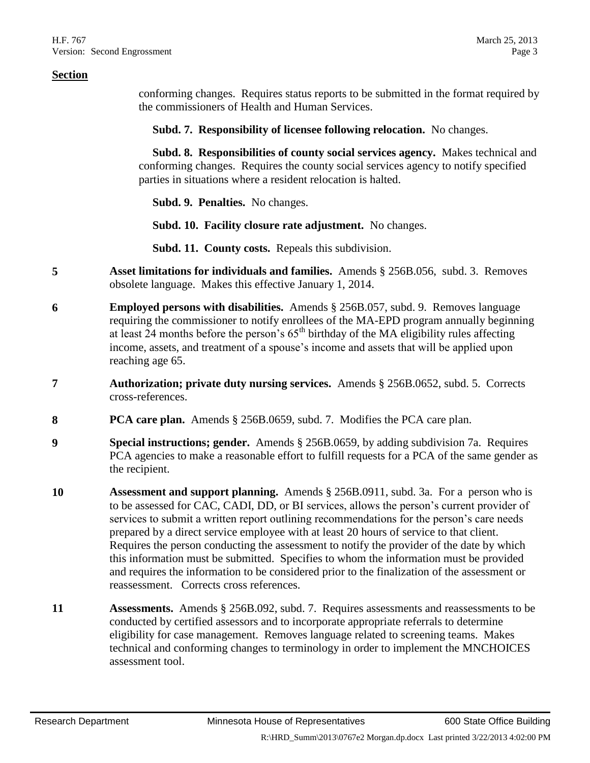**Section**

conforming changes. Requires status reports to be submitted in the format required by the commissioners of Health and Human Services.

**Subd. 7. Responsibility of licensee following relocation.** No changes.

**Subd. 8. Responsibilities of county social services agency.** Makes technical and conforming changes. Requires the county social services agency to notify specified parties in situations where a resident relocation is halted.

**Subd. 9. Penalties.** No changes.

**Subd. 10. Facility closure rate adjustment.** No changes.

**Subd. 11. County costs.** Repeals this subdivision.

**5** **Asset limitations for individuals and families.** Amends § 256B.056, subd. 3. Removes obsolete language. Makes this effective January 1, 2014.

**6** **Employed persons with disabilities.** Amends § 256B.057, subd. 9. Removes language requiring the commissioner to notify enrollees of the MA-EPD program annually beginning at least 24 months before the person's 65th birthday of the MA eligibility rules affecting income, assets, and treatment of a spouse's income and assets that will be applied upon reaching age 65.

**7** **Authorization; private duty nursing services.** Amends § 256B.0652, subd. 5. Corrects cross-references.

**8** **PCA care plan.** Amends § 256B.0659, subd. 7. Modifies the PCA care plan.

**9** **Special instructions; gender.** Amends § 256B.0659, by adding subdivision 7a. Requires PCA agencies to make a reasonable effort to fulfill requests for a PCA of the same gender as the recipient.

**10** **Assessment and support planning.** Amends § 256B.0911, subd. 3a. For a person who is to be assessed for CAC, CADI, DD, or BI services, allows the person's current provider of services to submit a written report outlining recommendations for the person's care needs prepared by a direct service employee with at least 20 hours of service to that client. Requires the person conducting the assessment to notify the provider of the date by which this information must be submitted. Specifies to whom the information must be provided and requires the information to be considered prior to the finalization of the assessment or reassessment. Corrects cross references.

**11** **Assessments.** Amends § 256B.092, subd. 7. Requires assessments and reassessments to be conducted by certified assessors and to incorporate appropriate referrals to determine eligibility for case management. Removes language related to screening teams. Makes technical and conforming changes to terminology in order to implement the MNCHOICES assessment tool.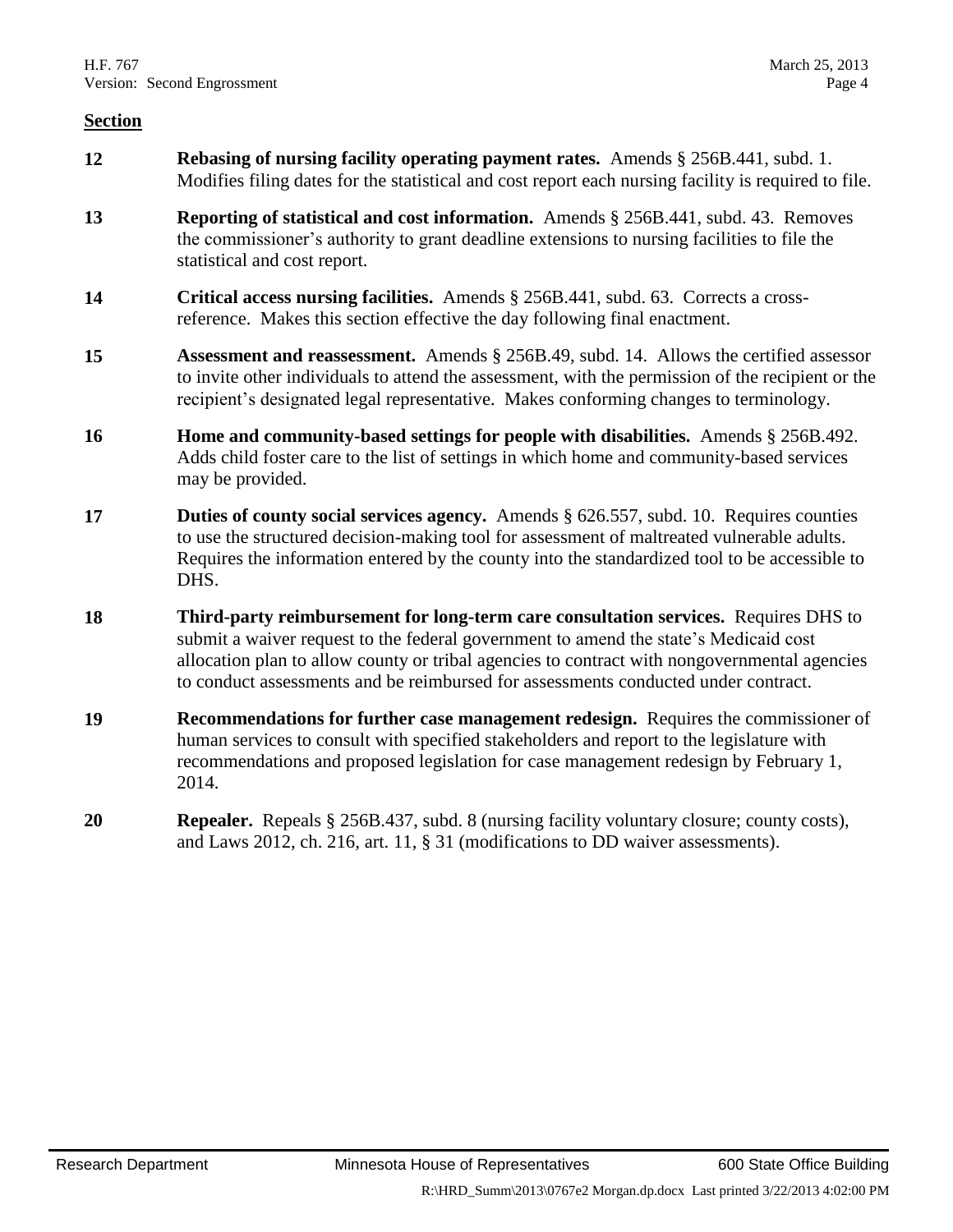**Section**

| | |
|---|---|
| **12** | **Rebasing of nursing facility operating payment rates.** Amends § 256B.441, subd. 1. Modifies filing dates for the statistical and cost report each nursing facility is required to file. |
| **13** | **Reporting of statistical and cost information.** Amends § 256B.441, subd. 43. Removes the commissioner's authority to grant deadline extensions to nursing facilities to file the statistical and cost report. |
| **14** | **Critical access nursing facilities.** Amends § 256B.441, subd. 63. Corrects a cross-reference. Makes this section effective the day following final enactment. |
| **15** | **Assessment and reassessment.** Amends § 256B.49, subd. 14. Allows the certified assessor to invite other individuals to attend the assessment, with the permission of the recipient or the recipient's designated legal representative. Makes conforming changes to terminology. |
| **16** | **Home and community-based settings for people with disabilities.** Amends § 256B.492. Adds child foster care to the list of settings in which home and community-based services may be provided. |
| **17** | **Duties of county social services agency.** Amends § 626.557, subd. 10. Requires counties to use the structured decision-making tool for assessment of maltreated vulnerable adults. Requires the information entered by the county into the standardized tool to be accessible to DHS. |
| **18** | **Third-party reimbursement for long-term care consultation services.** Requires DHS to submit a waiver request to the federal government to amend the state's Medicaid cost allocation plan to allow county or tribal agencies to contract with nongovernmental agencies to conduct assessments and be reimbursed for assessments conducted under contract. |
| **19** | **Recommendations for further case management redesign.** Requires the commissioner of human services to consult with specified stakeholders and report to the legislature with recommendations and proposed legislation for case management redesign by February 1, 2014. |
| **20** | **Repealer.** Repeals § 256B.437, subd. 8 (nursing facility voluntary closure; county costs), and Laws 2012, ch. 216, art. 11, § 31 (modifications to DD waiver assessments). |